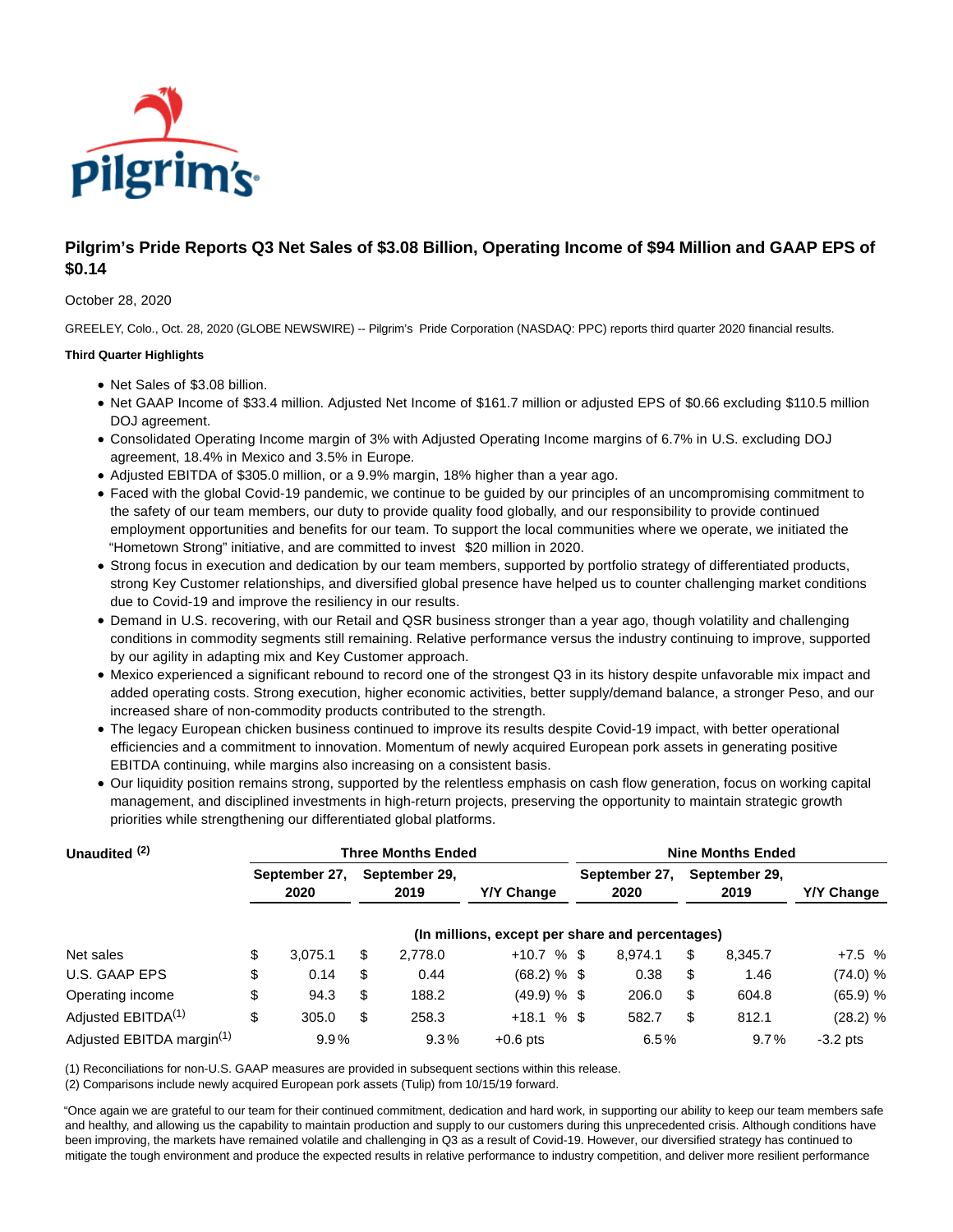# Pilgrim's Pride Reports Q3 Net Sales of $3.08 Billion, Operating Income of $94 Million and GAAP EPS of $0.14

October 28, 2020

GREELEY, Colo., Oct. 28, 2020 (GLOBE NEWSWIRE) -- Pilgrim's Pride Corporation (NASDAQ: PPC) reports third quarter 2020 financial results.

**Third Quarter Highlights**

- Net Sales of $3.08 billion.
- Net GAAP Income of $33.4 million. Adjusted Net Income of $161.7 million or adjusted EPS of $0.66 excluding $110.5 million DOJ agreement.
- Consolidated Operating Income margin of 3% with Adjusted Operating Income margins of 6.7% in U.S. excluding DOJ agreement, 18.4% in Mexico and 3.5% in Europe.
- Adjusted EBITDA of $305.0 million, or a 9.9% margin, 18% higher than a year ago.
- Faced with the global Covid-19 pandemic, we continue to be guided by our principles of an uncompromising commitment to the safety of our team members, our duty to provide quality food globally, and our responsibility to provide continued employment opportunities and benefits for our team. To support the local communities where we operate, we initiated the "Hometown Strong" initiative, and are committed to invest $20 million in 2020.
- Strong focus in execution and dedication by our team members, supported by portfolio strategy of differentiated products, strong Key Customer relationships, and diversified global presence have helped us to counter challenging market conditions due to Covid-19 and improve the resiliency in our results.
- Demand in U.S. recovering, with our Retail and QSR business stronger than a year ago, though volatility and challenging conditions in commodity segments still remaining. Relative performance versus the industry continuing to improve, supported by our agility in adapting mix and Key Customer approach.
- Mexico experienced a significant rebound to record one of the strongest Q3 in its history despite unfavorable mix impact and added operating costs. Strong execution, higher economic activities, better supply/demand balance, a stronger Peso, and our increased share of non-commodity products contributed to the strength.
- The legacy European chicken business continued to improve its results despite Covid-19 impact, with better operational efficiencies and a commitment to innovation. Momentum of newly acquired European pork assets in generating positive EBITDA continuing, while margins also increasing on a consistent basis.
- Our liquidity position remains strong, supported by the relentless emphasis on cash flow generation, focus on working capital management, and disciplined investments in high-return projects, preserving the opportunity to maintain strategic growth priorities while strengthening our differentiated global platforms.

| Unaudited (2) | Three Months Ended | | | Nine Months Ended | | |
|---|---|---|---|---|---|---|
| | September 27, 2020 | September 29, 2019 | Y/Y Change | September 27, 2020 | September 29, 2019 | Y/Y Change |
| | (In millions, except per share and percentages) | | | | | |
| Net sales | $ 3,075.1 | $ 2,778.0 | +10.7 % | $ 8,974.1 | $ 8,345.7 | +7.5 % |
| U.S. GAAP EPS | $ 0.14 | $ 0.44 | (68.2) % | $ 0.38 | $ 1.46 | (74.0) % |
| Operating income | $ 94.3 | $ 188.2 | (49.9) % | $ 206.0 | $ 604.8 | (65.9) % |
| Adjusted EBITDA(1) | $ 305.0 | $ 258.3 | +18.1 % | $ 582.7 | $ 812.1 | (28.2) % |
| Adjusted EBITDA margin(1) | 9.9% | 9.3% | +0.6 pts | 6.5% | 9.7% | -3.2 pts |

(1) Reconciliations for non-U.S. GAAP measures are provided in subsequent sections within this release.
(2) Comparisons include newly acquired European pork assets (Tulip) from 10/15/19 forward.

"Once again we are grateful to our team for their continued commitment, dedication and hard work, in supporting our ability to keep our team members safe and healthy, and allowing us the capability to maintain production and supply to our customers during this unprecedented crisis. Although conditions have been improving, the markets have remained volatile and challenging in Q3 as a result of Covid-19. However, our diversified strategy has continued to mitigate the tough environment and produce the expected results in relative performance to industry competition, and deliver more resilient performance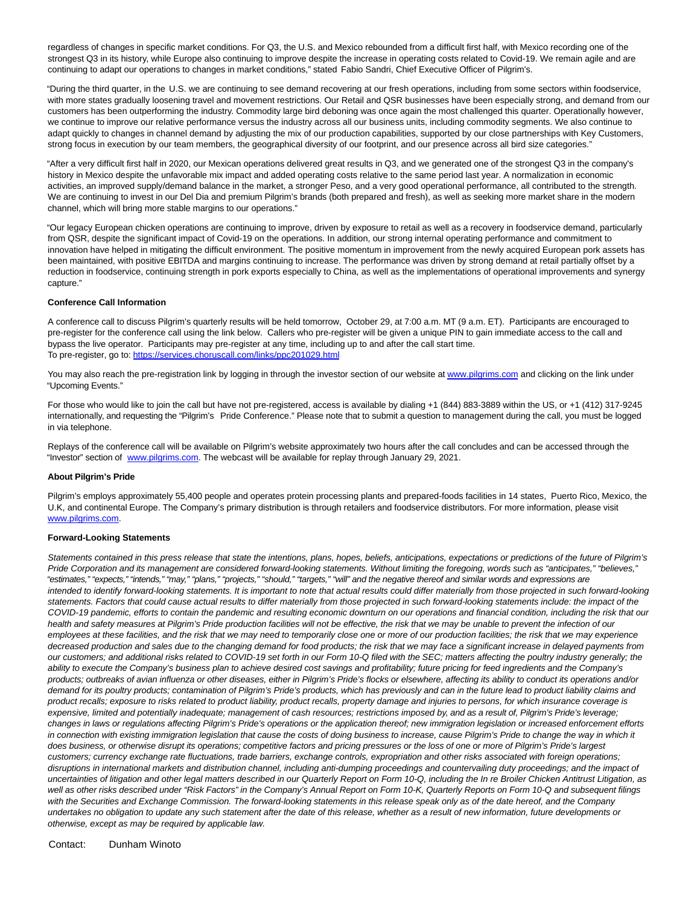regardless of changes in specific market conditions. For Q3, the U.S. and Mexico rebounded from a difficult first half, with Mexico recording one of the strongest Q3 in its history, while Europe also continuing to improve despite the increase in operating costs related to Covid-19. We remain agile and are continuing to adapt our operations to changes in market conditions," stated Fabio Sandri, Chief Executive Officer of Pilgrim's.

"During the third quarter, in the U.S. we are continuing to see demand recovering at our fresh operations, including from some sectors within foodservice, with more states gradually loosening travel and movement restrictions. Our Retail and QSR businesses have been especially strong, and demand from our customers has been outperforming the industry. Commodity large bird deboning was once again the most challenged this quarter. Operationally however, we continue to improve our relative performance versus the industry across all our business units, including commodity segments. We also continue to adapt quickly to changes in channel demand by adjusting the mix of our production capabilities, supported by our close partnerships with Key Customers, strong focus in execution by our team members, the geographical diversity of our footprint, and our presence across all bird size categories."

"After a very difficult first half in 2020, our Mexican operations delivered great results in Q3, and we generated one of the strongest Q3 in the company's history in Mexico despite the unfavorable mix impact and added operating costs relative to the same period last year. A normalization in economic activities, an improved supply/demand balance in the market, a stronger Peso, and a very good operational performance, all contributed to the strength. We are continuing to invest in our Del Dia and premium Pilgrim's brands (both prepared and fresh), as well as seeking more market share in the modern channel, which will bring more stable margins to our operations."

"Our legacy European chicken operations are continuing to improve, driven by exposure to retail as well as a recovery in foodservice demand, particularly from QSR, despite the significant impact of Covid-19 on the operations. In addition, our strong internal operating performance and commitment to innovation have helped in mitigating the difficult environment. The positive momentum in improvement from the newly acquired European pork assets has been maintained, with positive EBITDA and margins continuing to increase. The performance was driven by strong demand at retail partially offset by a reduction in foodservice, continuing strength in pork exports especially to China, as well as the implementations of operational improvements and synergy capture."

**Conference Call Information**

A conference call to discuss Pilgrim's quarterly results will be held tomorrow, October 29, at 7:00 a.m. MT (9 a.m. ET). Participants are encouraged to pre-register for the conference call using the link below. Callers who pre-register will be given a unique PIN to gain immediate access to the call and bypass the live operator. Participants may pre-register at any time, including up to and after the call start time.
To pre-register, go to: https://services.choruscall.com/links/ppc201029.html

You may also reach the pre-registration link by logging in through the investor section of our website at www.pilgrims.com and clicking on the link under "Upcoming Events."

For those who would like to join the call but have not pre-registered, access is available by dialing +1 (844) 883-3889 within the US, or +1 (412) 317-9245 internationally, and requesting the "Pilgrim's Pride Conference." Please note that to submit a question to management during the call, you must be logged in via telephone.

Replays of the conference call will be available on Pilgrim's website approximately two hours after the call concludes and can be accessed through the "Investor" section of www.pilgrims.com. The webcast will be available for replay through January 29, 2021.

**About Pilgrim's Pride**

Pilgrim's employs approximately 55,400 people and operates protein processing plants and prepared-foods facilities in 14 states, Puerto Rico, Mexico, the U.K, and continental Europe. The Company's primary distribution is through retailers and foodservice distributors. For more information, please visit www.pilgrims.com.

**Forward-Looking Statements**

*Statements contained in this press release that state the intentions, plans, hopes, beliefs, anticipations, expectations or predictions of the future of Pilgrim's Pride Corporation and its management are considered forward-looking statements. Without limiting the foregoing, words such as "anticipates," "believes," "estimates," "expects," "intends," "may," "plans," "projects," "should," "targets," "will" and the negative thereof and similar words and expressions are intended to identify forward-looking statements. It is important to note that actual results could differ materially from those projected in such forward-looking statements. Factors that could cause actual results to differ materially from those projected in such forward-looking statements include: the impact of the COVID-19 pandemic, efforts to contain the pandemic and resulting economic downturn on our operations and financial condition, including the risk that our health and safety measures at Pilgrim's Pride production facilities will not be effective, the risk that we may be unable to prevent the infection of our employees at these facilities, and the risk that we may need to temporarily close one or more of our production facilities; the risk that we may experience decreased production and sales due to the changing demand for food products; the risk that we may face a significant increase in delayed payments from our customers; and additional risks related to COVID-19 set forth in our Form 10-Q filed with the SEC; matters affecting the poultry industry generally; the ability to execute the Company's business plan to achieve desired cost savings and profitability; future pricing for feed ingredients and the Company's products; outbreaks of avian influenza or other diseases, either in Pilgrim's Pride's flocks or elsewhere, affecting its ability to conduct its operations and/or demand for its poultry products; contamination of Pilgrim's Pride's products, which has previously and can in the future lead to product liability claims and product recalls; exposure to risks related to product liability, product recalls, property damage and injuries to persons, for which insurance coverage is expensive, limited and potentially inadequate; management of cash resources; restrictions imposed by, and as a result of, Pilgrim's Pride's leverage; changes in laws or regulations affecting Pilgrim's Pride's operations or the application thereof; new immigration legislation or increased enforcement efforts in connection with existing immigration legislation that cause the costs of doing business to increase, cause Pilgrim's Pride to change the way in which it does business, or otherwise disrupt its operations; competitive factors and pricing pressures or the loss of one or more of Pilgrim's Pride's largest customers; currency exchange rate fluctuations, trade barriers, exchange controls, expropriation and other risks associated with foreign operations; disruptions in international markets and distribution channel, including anti-dumping proceedings and countervailing duty proceedings; and the impact of uncertainties of litigation and other legal matters described in our Quarterly Report on Form 10-Q, including the In re Broiler Chicken Antitrust Litigation, as well as other risks described under "Risk Factors" in the Company's Annual Report on Form 10-K, Quarterly Reports on Form 10-Q and subsequent filings with the Securities and Exchange Commission. The forward-looking statements in this release speak only as of the date hereof, and the Company undertakes no obligation to update any such statement after the date of this release, whether as a result of new information, future developments or otherwise, except as may be required by applicable law.*

Contact: Dunham Winoto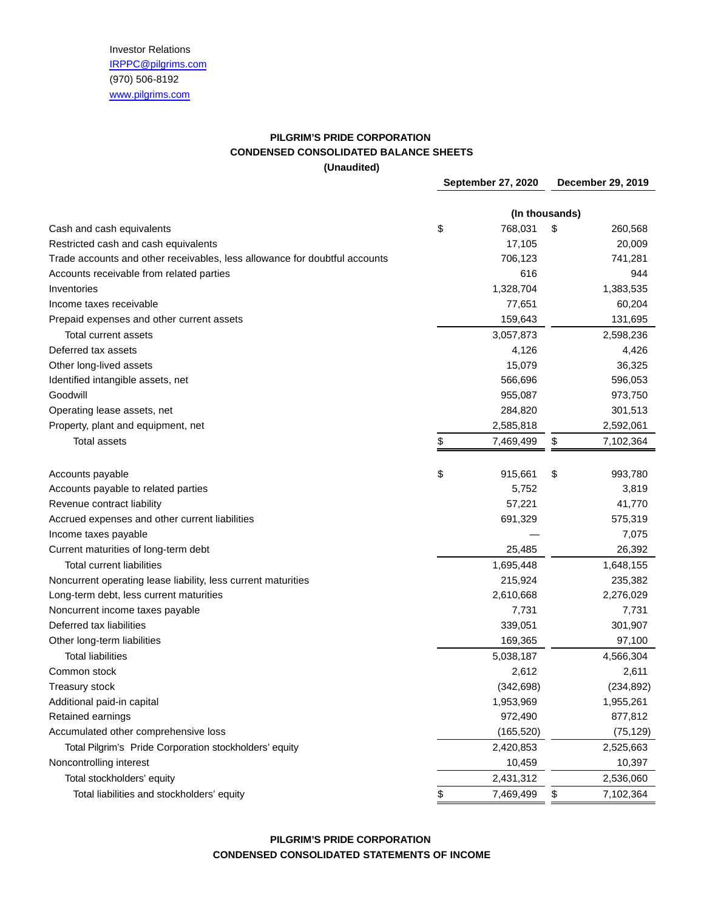Investor Relations
IRPPC@pilgrims.com
(970) 506-8192
www.pilgrims.com

**PILGRIM'S PRIDE CORPORATION**
**CONDENSED CONSOLIDATED BALANCE SHEETS**
**(Unaudited)**

| | September 27, 2020 | December 29, 2019 |
|---|---|---|
| | (In thousands) | |
| Cash and cash equivalents | $ 768,031 | $ 260,568 |
| Restricted cash and cash equivalents | 17,105 | 20,009 |
| Trade accounts and other receivables, less allowance for doubtful accounts | 706,123 | 741,281 |
| Accounts receivable from related parties | 616 | 944 |
| Inventories | 1,328,704 | 1,383,535 |
| Income taxes receivable | 77,651 | 60,204 |
| Prepaid expenses and other current assets | 159,643 | 131,695 |
| Total current assets | 3,057,873 | 2,598,236 |
| Deferred tax assets | 4,126 | 4,426 |
| Other long-lived assets | 15,079 | 36,325 |
| Identified intangible assets, net | 566,696 | 596,053 |
| Goodwill | 955,087 | 973,750 |
| Operating lease assets, net | 284,820 | 301,513 |
| Property, plant and equipment, net | 2,585,818 | 2,592,061 |
| Total assets | $ 7,469,499 | $ 7,102,364 |
| | | |
| Accounts payable | $ 915,661 | $ 993,780 |
| Accounts payable to related parties | 5,752 | 3,819 |
| Revenue contract liability | 57,221 | 41,770 |
| Accrued expenses and other current liabilities | 691,329 | 575,319 |
| Income taxes payable | — | 7,075 |
| Current maturities of long-term debt | 25,485 | 26,392 |
| Total current liabilities | 1,695,448 | 1,648,155 |
| Noncurrent operating lease liability, less current maturities | 215,924 | 235,382 |
| Long-term debt, less current maturities | 2,610,668 | 2,276,029 |
| Noncurrent income taxes payable | 7,731 | 7,731 |
| Deferred tax liabilities | 339,051 | 301,907 |
| Other long-term liabilities | 169,365 | 97,100 |
| Total liabilities | 5,038,187 | 4,566,304 |
| Common stock | 2,612 | 2,611 |
| Treasury stock | (342,698) | (234,892) |
| Additional paid-in capital | 1,953,969 | 1,955,261 |
| Retained earnings | 972,490 | 877,812 |
| Accumulated other comprehensive loss | (165,520) | (75,129) |
| Total Pilgrim's Pride Corporation stockholders' equity | 2,420,853 | 2,525,663 |
| Noncontrolling interest | 10,459 | 10,397 |
| Total stockholders' equity | 2,431,312 | 2,536,060 |
| Total liabilities and stockholders' equity | $ 7,469,499 | $ 7,102,364 |

**PILGRIM'S PRIDE CORPORATION**
**CONDENSED CONSOLIDATED STATEMENTS OF INCOME**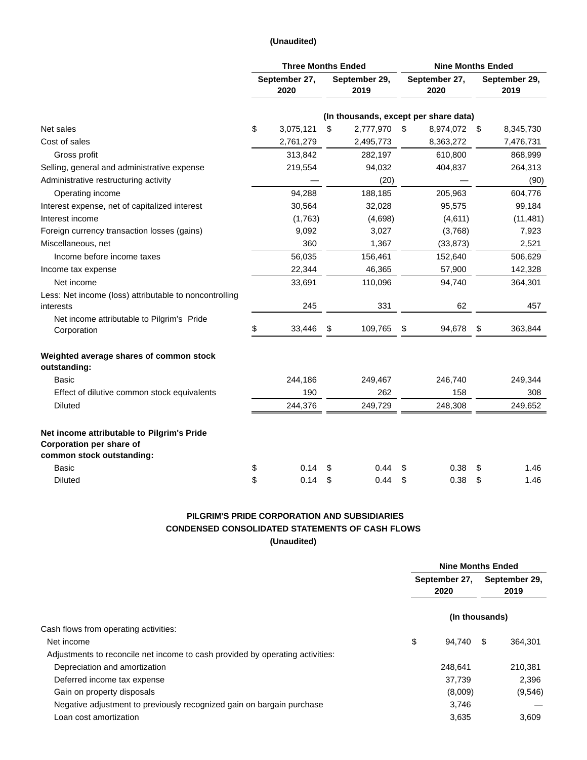**(Unaudited)**

| | Three Months Ended | | Nine Months Ended | |
|---|---|---|---|---|
| | September 27, 2020 | September 29, 2019 | September 27, 2020 | September 29, 2019 |
| | (In thousands, except per share data) | | | |
| Net sales | $ 3,075,121 | $ 2,777,970 | $ 8,974,072 | $ 8,345,730 |
| Cost of sales | 2,761,279 | 2,495,773 | 8,363,272 | 7,476,731 |
| Gross profit | 313,842 | 282,197 | 610,800 | 868,999 |
| Selling, general and administrative expense | 219,554 | 94,032 | 404,837 | 264,313 |
| Administrative restructuring activity | — | (20) | — | (90) |
| Operating income | 94,288 | 188,185 | 205,963 | 604,776 |
| Interest expense, net of capitalized interest | 30,564 | 32,028 | 95,575 | 99,184 |
| Interest income | (1,763) | (4,698) | (4,611) | (11,481) |
| Foreign currency transaction losses (gains) | 9,092 | 3,027 | (3,768) | 7,923 |
| Miscellaneous, net | 360 | 1,367 | (33,873) | 2,521 |
| Income before income taxes | 56,035 | 156,461 | 152,640 | 506,629 |
| Income tax expense | 22,344 | 46,365 | 57,900 | 142,328 |
| Net income | 33,691 | 110,096 | 94,740 | 364,301 |
| Less: Net income (loss) attributable to noncontrolling interests | 245 | 331 | 62 | 457 |
| Net income attributable to Pilgrim's Pride Corporation | $ 33,446 | $ 109,765 | $ 94,678 | $ 363,844 |
| **Weighted average shares of common stock outstanding:** | | | | |
| Basic | 244,186 | 249,467 | 246,740 | 249,344 |
| Effect of dilutive common stock equivalents | 190 | 262 | 158 | 308 |
| Diluted | 244,376 | 249,729 | 248,308 | 249,652 |
| **Net income attributable to Pilgrim's Pride Corporation per share of common stock outstanding:** | | | | |
| Basic | $ 0.14 | $ 0.44 | $ 0.38 | $ 1.46 |
| Diluted | $ 0.14 | $ 0.44 | $ 0.38 | $ 1.46 |

**PILGRIM'S PRIDE CORPORATION AND SUBSIDIARIES**

**CONDENSED CONSOLIDATED STATEMENTS OF CASH FLOWS**

**(Unaudited)**

| | Nine Months Ended | |
|---|---|---|
| | September 27, 2020 | September 29, 2019 |
| | (In thousands) | |
| Cash flows from operating activities: | | |
| Net income | $ 94,740 | $ 364,301 |
| Adjustments to reconcile net income to cash provided by operating activities: | | |
| Depreciation and amortization | 248,641 | 210,381 |
| Deferred income tax expense | 37,739 | 2,396 |
| Gain on property disposals | (8,009) | (9,546) |
| Negative adjustment to previously recognized gain on bargain purchase | 3,746 | — |
| Loan cost amortization | 3,635 | 3,609 |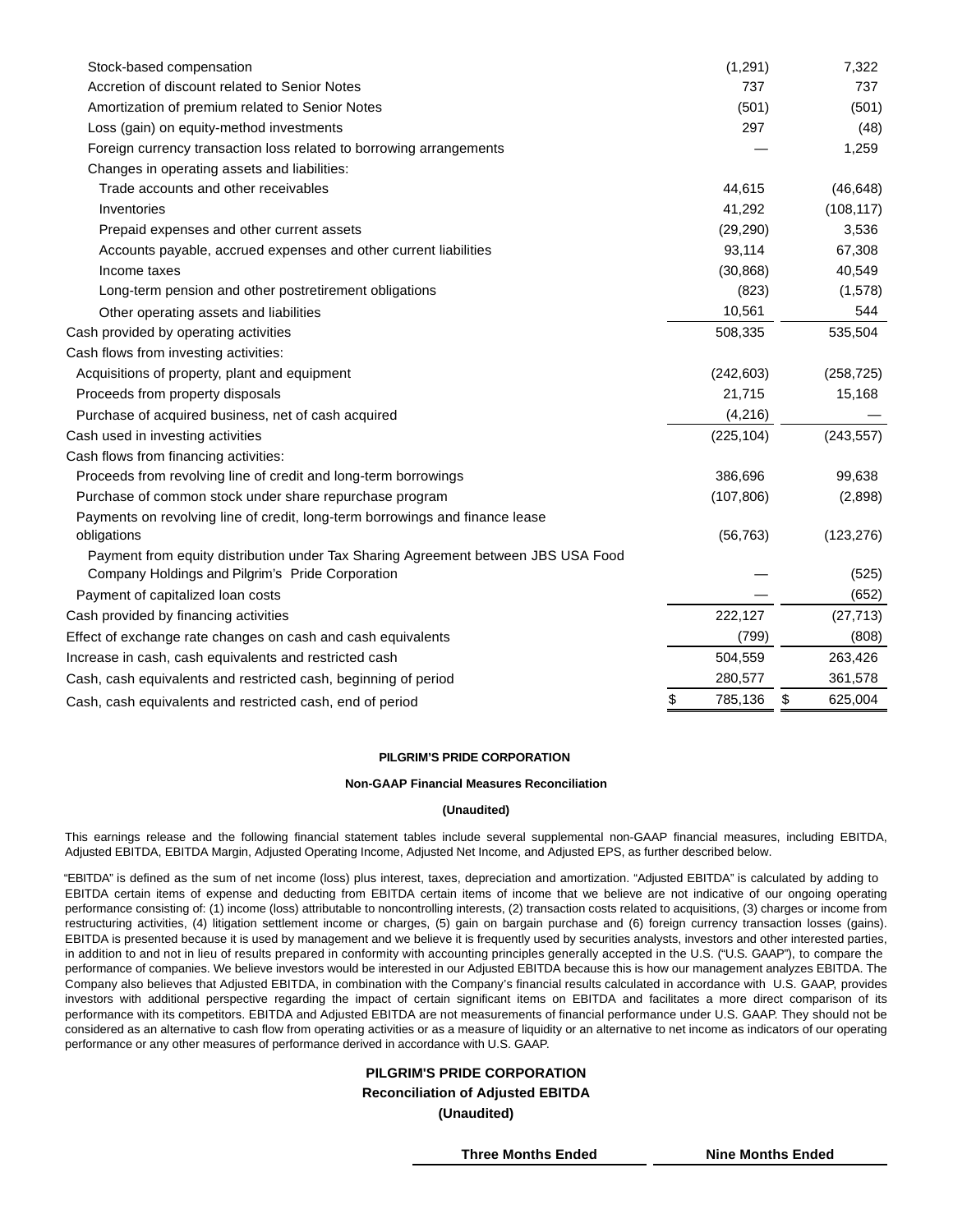| | | |
|---|---|---|
| Stock-based compensation | (1,291) | 7,322 |
| Accretion of discount related to Senior Notes | 737 | 737 |
| Amortization of premium related to Senior Notes | (501) | (501) |
| Loss (gain) on equity-method investments | 297 | (48) |
| Foreign currency transaction loss related to borrowing arrangements | — | 1,259 |
| Changes in operating assets and liabilities: | | |
| Trade accounts and other receivables | 44,615 | (46,648) |
| Inventories | 41,292 | (108,117) |
| Prepaid expenses and other current assets | (29,290) | 3,536 |
| Accounts payable, accrued expenses and other current liabilities | 93,114 | 67,308 |
| Income taxes | (30,868) | 40,549 |
| Long-term pension and other postretirement obligations | (823) | (1,578) |
| Other operating assets and liabilities | 10,561 | 544 |
| Cash provided by operating activities | 508,335 | 535,504 |
| Cash flows from investing activities: | | |
| Acquisitions of property, plant and equipment | (242,603) | (258,725) |
| Proceeds from property disposals | 21,715 | 15,168 |
| Purchase of acquired business, net of cash acquired | (4,216) | — |
| Cash used in investing activities | (225,104) | (243,557) |
| Cash flows from financing activities: | | |
| Proceeds from revolving line of credit and long-term borrowings | 386,696 | 99,638 |
| Purchase of common stock under share repurchase program | (107,806) | (2,898) |
| Payments on revolving line of credit, long-term borrowings and finance lease obligations | (56,763) | (123,276) |
| Payment from equity distribution under Tax Sharing Agreement between JBS USA Food Company Holdings and Pilgrim's Pride Corporation | — | (525) |
| Payment of capitalized loan costs | — | (652) |
| Cash provided by financing activities | 222,127 | (27,713) |
| Effect of exchange rate changes on cash and cash equivalents | (799) | (808) |
| Increase in cash, cash equivalents and restricted cash | 504,559 | 263,426 |
| Cash, cash equivalents and restricted cash, beginning of period | 280,577 | 361,578 |
| Cash, cash equivalents and restricted cash, end of period | $ 785,136 | $ 625,004 |

**PILGRIM'S PRIDE CORPORATION**

**Non-GAAP Financial Measures Reconciliation**

**(Unaudited)**

This earnings release and the following financial statement tables include several supplemental non-GAAP financial measures, including EBITDA, Adjusted EBITDA, EBITDA Margin, Adjusted Operating Income, Adjusted Net Income, and Adjusted EPS, as further described below.

"EBITDA" is defined as the sum of net income (loss) plus interest, taxes, depreciation and amortization. "Adjusted EBITDA" is calculated by adding to EBITDA certain items of expense and deducting from EBITDA certain items of income that we believe are not indicative of our ongoing operating performance consisting of: (1) income (loss) attributable to noncontrolling interests, (2) transaction costs related to acquisitions, (3) charges or income from restructuring activities, (4) litigation settlement income or charges, (5) gain on bargain purchase and (6) foreign currency transaction losses (gains). EBITDA is presented because it is used by management and we believe it is frequently used by securities analysts, investors and other interested parties, in addition to and not in lieu of results prepared in conformity with accounting principles generally accepted in the U.S. ("U.S. GAAP"), to compare the performance of companies. We believe investors would be interested in our Adjusted EBITDA because this is how our management analyzes EBITDA. The Company also believes that Adjusted EBITDA, in combination with the Company's financial results calculated in accordance with U.S. GAAP, provides investors with additional perspective regarding the impact of certain significant items on EBITDA and facilitates a more direct comparison of its performance with its competitors. EBITDA and Adjusted EBITDA are not measurements of financial performance under U.S. GAAP. They should not be considered as an alternative to cash flow from operating activities or as a measure of liquidity or an alternative to net income as indicators of our operating performance or any other measures of performance derived in accordance with U.S. GAAP.

**PILGRIM'S PRIDE CORPORATION**

**Reconciliation of Adjusted EBITDA**

**(Unaudited)**

| | Three Months Ended | Nine Months Ended |
|---|---|---|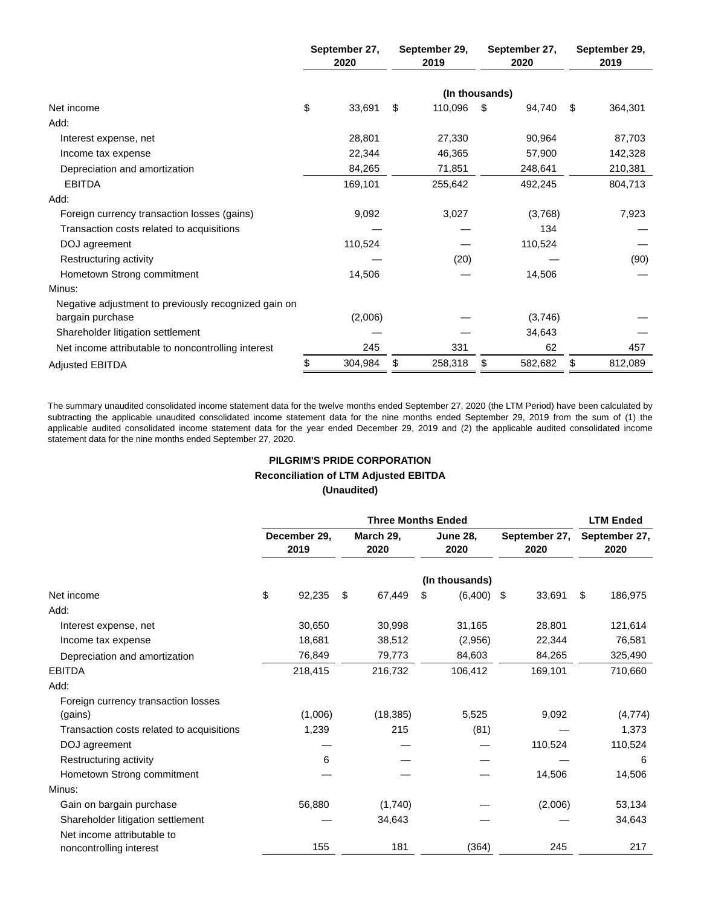| | September 27, 2020 | September 29, 2019 | September 27, 2020 | September 29, 2019 |
|---|---|---|---|---|
| | (In thousands) | | | |
| Net income | $ 33,691 | $ 110,096 | $ 94,740 | $ 364,301 |
| Add: | | | | |
| Interest expense, net | 28,801 | 27,330 | 90,964 | 87,703 |
| Income tax expense | 22,344 | 46,365 | 57,900 | 142,328 |
| Depreciation and amortization | 84,265 | 71,851 | 248,641 | 210,381 |
| EBITDA | 169,101 | 255,642 | 492,245 | 804,713 |
| Add: | | | | |
| Foreign currency transaction losses (gains) | 9,092 | 3,027 | (3,768) | 7,923 |
| Transaction costs related to acquisitions | — | — | 134 | — |
| DOJ agreement | 110,524 | — | 110,524 | — |
| Restructuring activity | — | (20) | — | (90) |
| Hometown Strong commitment | 14,506 | — | 14,506 | — |
| Minus: | | | | |
| Negative adjustment to previously recognized gain on bargain purchase | (2,006) | — | (3,746) | — |
| Shareholder litigation settlement | — | — | 34,643 | — |
| Net income attributable to noncontrolling interest | 245 | 331 | 62 | 457 |
| Adjusted EBITDA | $ 304,984 | $ 258,318 | $ 582,682 | $ 812,089 |

The summary unaudited consolidated income statement data for the twelve months ended September 27, 2020 (the LTM Period) have been calculated by subtracting the applicable unaudited consolidated income statement data for the nine months ended September 29, 2019 from the sum of (1) the applicable audited consolidated income statement data for the year ended December 29, 2019 and (2) the applicable audited consolidated income statement data for the nine months ended September 27, 2020.

**PILGRIM'S PRIDE CORPORATION**
**Reconciliation of LTM Adjusted EBITDA**
**(Unaudited)**

| | Three Months Ended | | | | LTM Ended |
|---|---|---|---|---|---|
| | December 29, 2019 | March 29, 2020 | June 28, 2020 | September 27, 2020 | September 27, 2020 |
| | (In thousands) | | | | |
| Net income | $ 92,235 | $ 67,449 | $ (6,400) | $ 33,691 | $ 186,975 |
| Add: | | | | | |
| Interest expense, net | 30,650 | 30,998 | 31,165 | 28,801 | 121,614 |
| Income tax expense | 18,681 | 38,512 | (2,956) | 22,344 | 76,581 |
| Depreciation and amortization | 76,849 | 79,773 | 84,603 | 84,265 | 325,490 |
| EBITDA | 218,415 | 216,732 | 106,412 | 169,101 | 710,660 |
| Add: | | | | | |
| Foreign currency transaction losses (gains) | (1,006) | (18,385) | 5,525 | 9,092 | (4,774) |
| Transaction costs related to acquisitions | 1,239 | 215 | (81) | — | 1,373 |
| DOJ agreement | — | — | — | 110,524 | 110,524 |
| Restructuring activity | 6 | — | — | — | 6 |
| Hometown Strong commitment | — | — | — | 14,506 | 14,506 |
| Minus: | | | | | |
| Gain on bargain purchase | 56,880 | (1,740) | — | (2,006) | 53,134 |
| Shareholder litigation settlement | — | 34,643 | — | — | 34,643 |
| Net income attributable to noncontrolling interest | 155 | 181 | (364) | 245 | 217 |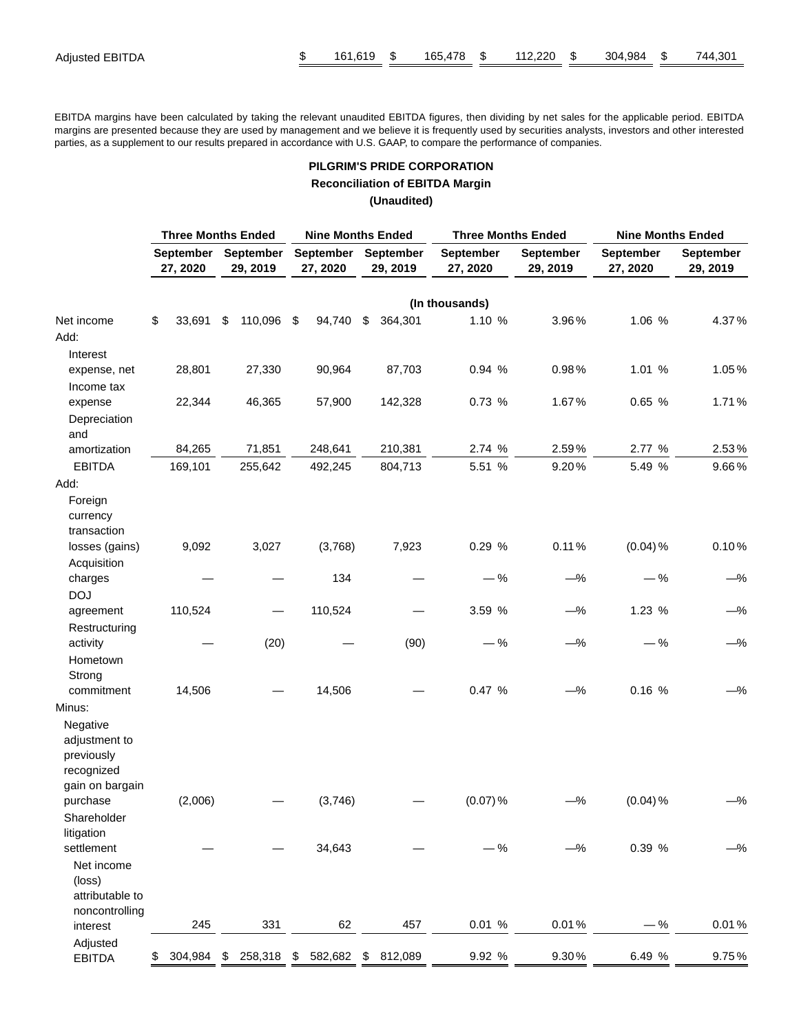| Adjusted EBITDA | $ 161,619 | $ 165,478 | $ 112,220 | $ 304,984 | $ 744,301 |
|---|---|---|---|---|---|

EBITDA margins have been calculated by taking the relevant unaudited EBITDA figures, then dividing by net sales for the applicable period. EBITDA margins are presented because they are used by management and we believe it is frequently used by securities analysts, investors and other interested parties, as a supplement to our results prepared in accordance with U.S. GAAP, to compare the performance of companies.

**PILGRIM'S PRIDE CORPORATION**
**Reconciliation of EBITDA Margin**
**(Unaudited)**

| | Three Months Ended | | Nine Months Ended | | Three Months Ended | | Nine Months Ended | |
|---|---|---|---|---|---|---|---|---|
| | September 27, 2020 | September 29, 2019 | September 27, 2020 | September 29, 2019 | September 27, 2020 | September 29, 2019 | September 27, 2020 | September 29, 2019 |
| | (In thousands) | | | | | | | |
| Net income | $ 33,691 | $ 110,096 | $ 94,740 | $ 364,301 | 1.10 % | 3.96 % | 1.06 % | 4.37 % |
| Add: | | | | | | | | |
| Interest expense, net | 28,801 | 27,330 | 90,964 | 87,703 | 0.94 % | 0.98 % | 1.01 % | 1.05 % |
| Income tax expense | 22,344 | 46,365 | 57,900 | 142,328 | 0.73 % | 1.67 % | 0.65 % | 1.71 % |
| Depreciation and amortization | 84,265 | 71,851 | 248,641 | 210,381 | 2.74 % | 2.59 % | 2.77 % | 2.53 % |
| EBITDA | 169,101 | 255,642 | 492,245 | 804,713 | 5.51 % | 9.20 % | 5.49 % | 9.66 % |
| Add: | | | | | | | | |
| Foreign currency transaction losses (gains) | 9,092 | 3,027 | (3,768) | 7,923 | 0.29 % | 0.11 % | (0.04) % | 0.10 % |
| Acquisition charges | — | — | 134 | — | — % | — % | — % | — % |
| DOJ agreement | 110,524 | — | 110,524 | — | 3.59 % | — % | 1.23 % | — % |
| Restructuring activity | — | (20) | — | (90) | — % | — % | — % | — % |
| Hometown Strong commitment | 14,506 | — | 14,506 | — | 0.47 % | — % | 0.16 % | — % |
| Minus: | | | | | | | | |
| Negative adjustment to previously recognized gain on bargain purchase | (2,006) | — | (3,746) | — | (0.07) % | — % | (0.04) % | — % |
| Shareholder litigation settlement | — | — | 34,643 | — | — % | — % | 0.39 % | — % |
| Net income (loss) attributable to noncontrolling interest | 245 | 331 | 62 | 457 | 0.01 % | 0.01 % | — % | 0.01 % |
| Adjusted EBITDA | $ 304,984 | $ 258,318 | $ 582,682 | $ 812,089 | 9.92 % | 9.30 % | 6.49 % | 9.75 % |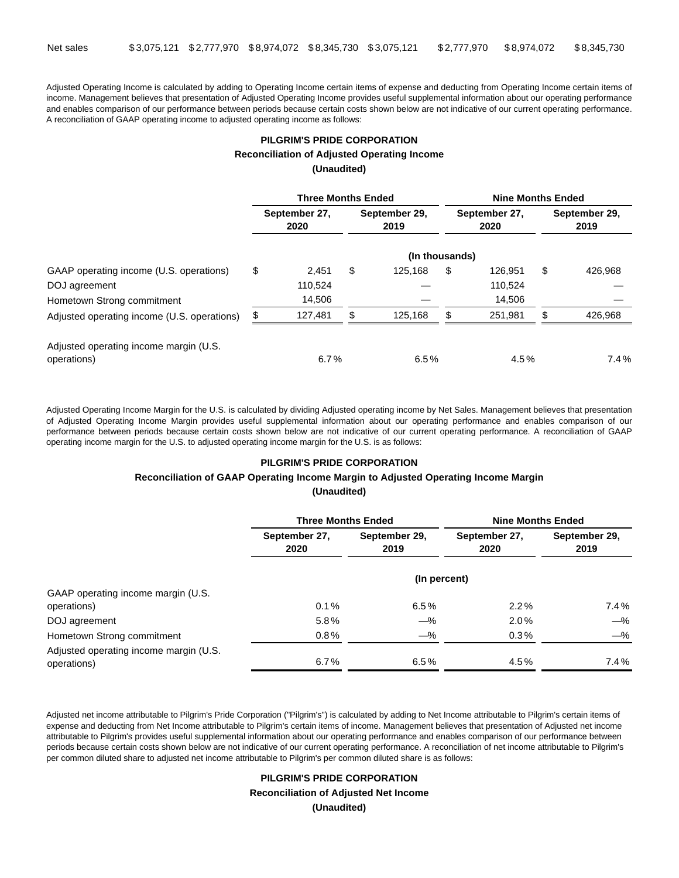| Net sales | $3,075,121 | $2,777,970 | $8,974,072 | $8,345,730 | $3,075,121 | $2,777,970 | $8,974,072 | $8,345,730 |
|---|---|---|---|---|---|---|---|---|

Adjusted Operating Income is calculated by adding to Operating Income certain items of expense and deducting from Operating Income certain items of income. Management believes that presentation of Adjusted Operating Income provides useful supplemental information about our operating performance and enables comparison of our performance between periods because certain costs shown below are not indicative of our current operating performance. A reconciliation of GAAP operating income to adjusted operating income as follows:

**PILGRIM'S PRIDE CORPORATION**

**Reconciliation of Adjusted Operating Income**

**(Unaudited)**

| | Three Months Ended | | Nine Months Ended | |
|---|---|---|---|---|
| | September 27, 2020 | September 29, 2019 | September 27, 2020 | September 29, 2019 |
| | (In thousands) | | | |
| GAAP operating income (U.S. operations) | $ 2,451 | $ 125,168 | $ 126,951 | $ 426,968 |
| DOJ agreement | 110,524 | — | 110,524 | — |
| Hometown Strong commitment | 14,506 | — | 14,506 | — |
| Adjusted operating income (U.S. operations) | $ 127,481 | $ 125,168 | $ 251,981 | $ 426,968 |
| Adjusted operating income margin (U.S. operations) | 6.7% | 6.5% | 4.5% | 7.4% |

Adjusted Operating Income Margin for the U.S. is calculated by dividing Adjusted operating income by Net Sales. Management believes that presentation of Adjusted Operating Income Margin provides useful supplemental information about our operating performance and enables comparison of our performance between periods because certain costs shown below are not indicative of our current operating performance. A reconciliation of GAAP operating income margin for the U.S. to adjusted operating income margin for the U.S. is as follows:

**PILGRIM'S PRIDE CORPORATION**

**Reconciliation of GAAP Operating Income Margin to Adjusted Operating Income Margin**

**(Unaudited)**

| | Three Months Ended | | Nine Months Ended | |
|---|---|---|---|---|
| | September 27, 2020 | September 29, 2019 | September 27, 2020 | September 29, 2019 |
| | (In percent) | | | |
| GAAP operating income margin (U.S. operations) | 0.1% | 6.5% | 2.2% | 7.4% |
| DOJ agreement | 5.8% | —% | 2.0% | —% |
| Hometown Strong commitment | 0.8% | —% | 0.3% | —% |
| Adjusted operating income margin (U.S. operations) | 6.7% | 6.5% | 4.5% | 7.4% |

Adjusted net income attributable to Pilgrim's Pride Corporation ("Pilgrim's") is calculated by adding to Net Income attributable to Pilgrim's certain items of expense and deducting from Net Income attributable to Pilgrim's certain items of income. Management believes that presentation of Adjusted net income attributable to Pilgrim's provides useful supplemental information about our operating performance and enables comparison of our performance between periods because certain costs shown below are not indicative of our current operating performance. A reconciliation of net income attributable to Pilgrim's per common diluted share to adjusted net income attributable to Pilgrim's per common diluted share is as follows:

**PILGRIM'S PRIDE CORPORATION**

**Reconciliation of Adjusted Net Income**

**(Unaudited)**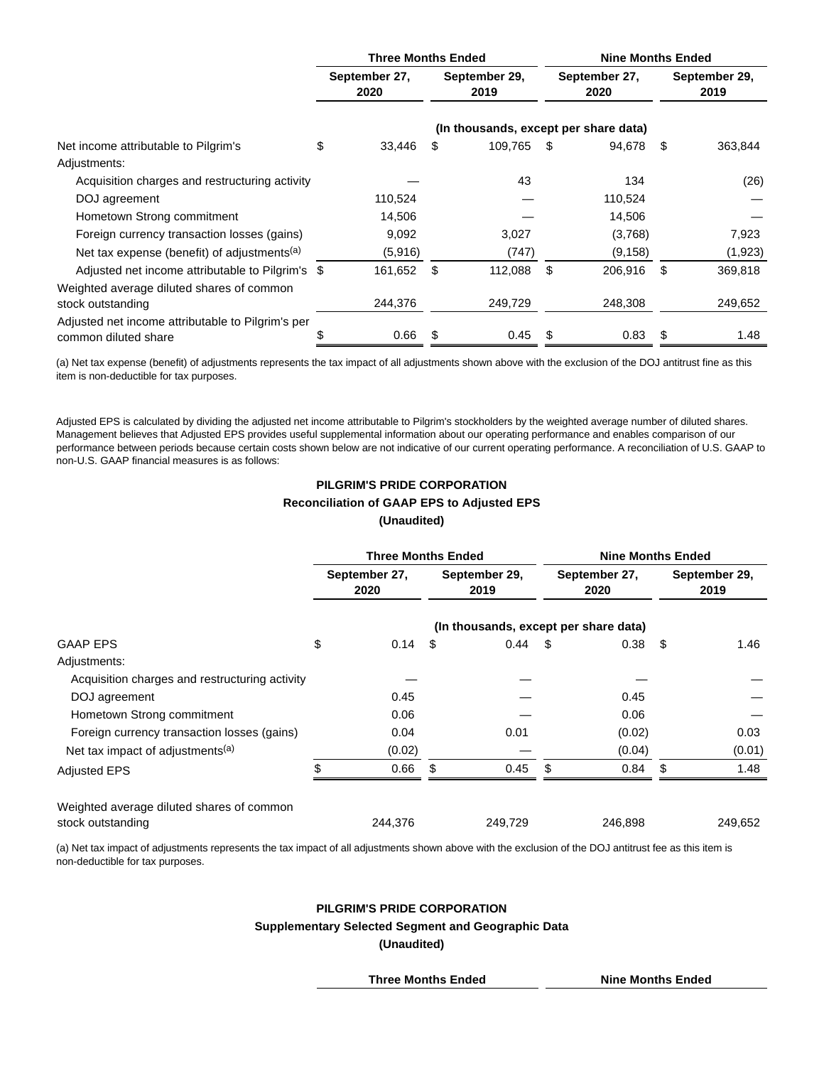| | Three Months Ended | | Nine Months Ended | |
|---|---|---|---|---|
| | September 27, 2020 | September 29, 2019 | September 27, 2020 | September 29, 2019 |
| | (In thousands, except per share data) | | | |
| Net income attributable to Pilgrim's | $ 33,446 | $ 109,765 | $ 94,678 | $ 363,844 |
| Adjustments: | | | | |
| Acquisition charges and restructuring activity | — | 43 | 134 | (26) |
| DOJ agreement | 110,524 | — | 110,524 | — |
| Hometown Strong commitment | 14,506 | — | 14,506 | — |
| Foreign currency transaction losses (gains) | 9,092 | 3,027 | (3,768) | 7,923 |
| Net tax expense (benefit) of adjustments[(a)] | (5,916) | (747) | (9,158) | (1,923) |
| Adjusted net income attributable to Pilgrim's | $ 161,652 | $ 112,088 | $ 206,916 | $ 369,818 |
| Weighted average diluted shares of common stock outstanding | 244,376 | 249,729 | 248,308 | 249,652 |
| Adjusted net income attributable to Pilgrim's per common diluted share | $ 0.66 | $ 0.45 | $ 0.83 | $ 1.48 |

(a) Net tax expense (benefit) of adjustments represents the tax impact of all adjustments shown above with the exclusion of the DOJ antitrust fine as this item is non-deductible for tax purposes.

Adjusted EPS is calculated by dividing the adjusted net income attributable to Pilgrim's stockholders by the weighted average number of diluted shares. Management believes that Adjusted EPS provides useful supplemental information about our operating performance and enables comparison of our performance between periods because certain costs shown below are not indicative of our current operating performance. A reconciliation of U.S. GAAP to non-U.S. GAAP financial measures is as follows:

**PILGRIM'S PRIDE CORPORATION**
**Reconciliation of GAAP EPS to Adjusted EPS**
**(Unaudited)**

| | Three Months Ended | | Nine Months Ended | |
|---|---|---|---|---|
| | September 27, 2020 | September 29, 2019 | September 27, 2020 | September 29, 2019 |
| | (In thousands, except per share data) | | | |
| GAAP EPS | $ 0.14 | $ 0.44 | $ 0.38 | $ 1.46 |
| Adjustments: | | | | |
| Acquisition charges and restructuring activity | — | — | — | — |
| DOJ agreement | 0.45 | — | 0.45 | — |
| Hometown Strong commitment | 0.06 | — | 0.06 | — |
| Foreign currency transaction losses (gains) | 0.04 | 0.01 | (0.02) | 0.03 |
| Net tax impact of adjustments[(a)] | (0.02) | — | (0.04) | (0.01) |
| Adjusted EPS | $ 0.66 | $ 0.45 | $ 0.84 | $ 1.48 |
| Weighted average diluted shares of common stock outstanding | 244,376 | 249,729 | 246,898 | 249,652 |

(a) Net tax impact of adjustments represents the tax impact of all adjustments shown above with the exclusion of the DOJ antitrust fee as this item is non-deductible for tax purposes.

**PILGRIM'S PRIDE CORPORATION**
**Supplementary Selected Segment and Geographic Data**
**(Unaudited)**

| Three Months Ended | Nine Months Ended |
|---|---|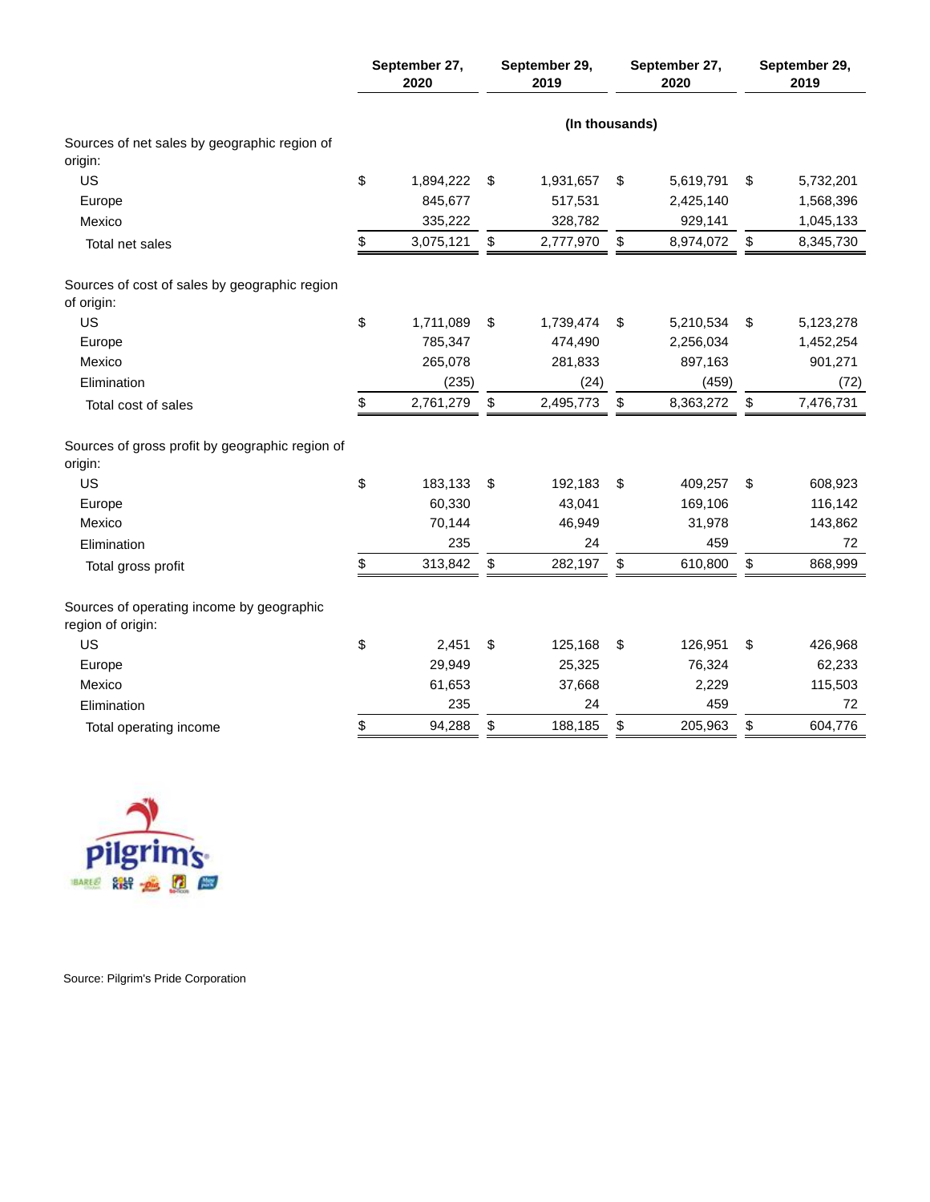| | September 27, 2020 | September 29, 2019 | September 27, 2020 | September 29, 2019 |
|---|---|---|---|---|
| | (In thousands) | | | |
| Sources of net sales by geographic region of origin: | | | | |
| US | $ 1,894,222 | $ 1,931,657 | $ 5,619,791 | $ 5,732,201 |
| Europe | 845,677 | 517,531 | 2,425,140 | 1,568,396 |
| Mexico | 335,222 | 328,782 | 929,141 | 1,045,133 |
| Total net sales | $ 3,075,121 | $ 2,777,970 | $ 8,974,072 | $ 8,345,730 |
| Sources of cost of sales by geographic region of origin: | | | | |
| US | $ 1,711,089 | $ 1,739,474 | $ 5,210,534 | $ 5,123,278 |
| Europe | 785,347 | 474,490 | 2,256,034 | 1,452,254 |
| Mexico | 265,078 | 281,833 | 897,163 | 901,271 |
| Elimination | (235) | (24) | (459) | (72) |
| Total cost of sales | $ 2,761,279 | $ 2,495,773 | $ 8,363,272 | $ 7,476,731 |
| Sources of gross profit by geographic region of origin: | | | | |
| US | $ 183,133 | $ 192,183 | $ 409,257 | $ 608,923 |
| Europe | 60,330 | 43,041 | 169,106 | 116,142 |
| Mexico | 70,144 | 46,949 | 31,978 | 143,862 |
| Elimination | 235 | 24 | 459 | 72 |
| Total gross profit | $ 313,842 | $ 282,197 | $ 610,800 | $ 868,999 |
| Sources of operating income by geographic region of origin: | | | | |
| US | $ 2,451 | $ 125,168 | $ 126,951 | $ 426,968 |
| Europe | 29,949 | 25,325 | 76,324 | 62,233 |
| Mexico | 61,653 | 37,668 | 2,229 | 115,503 |
| Elimination | 235 | 24 | 459 | 72 |
| Total operating income | $ 94,288 | $ 188,185 | $ 205,963 | $ 604,776 |

Source: Pilgrim's Pride Corporation